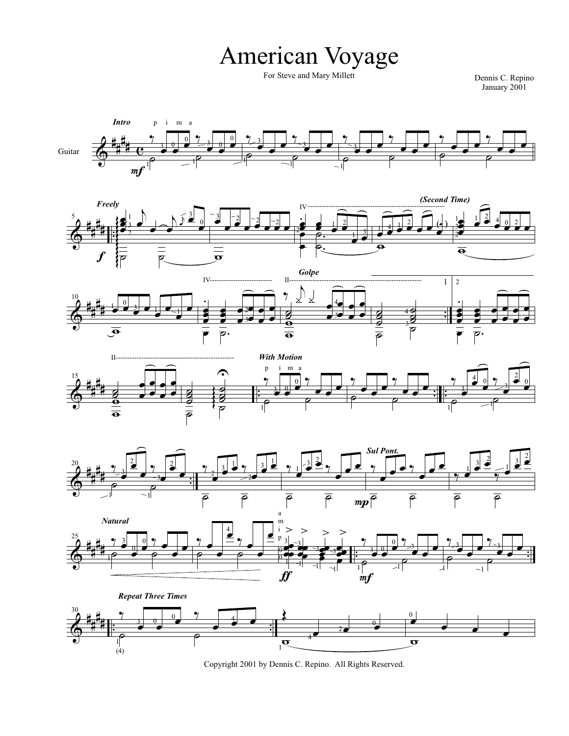# American Voyage

For Steve and Mary Millett

Dennis C. Repino
January 2001

Copyright 2001 by Dennis C. Repino. All Rights Reserved.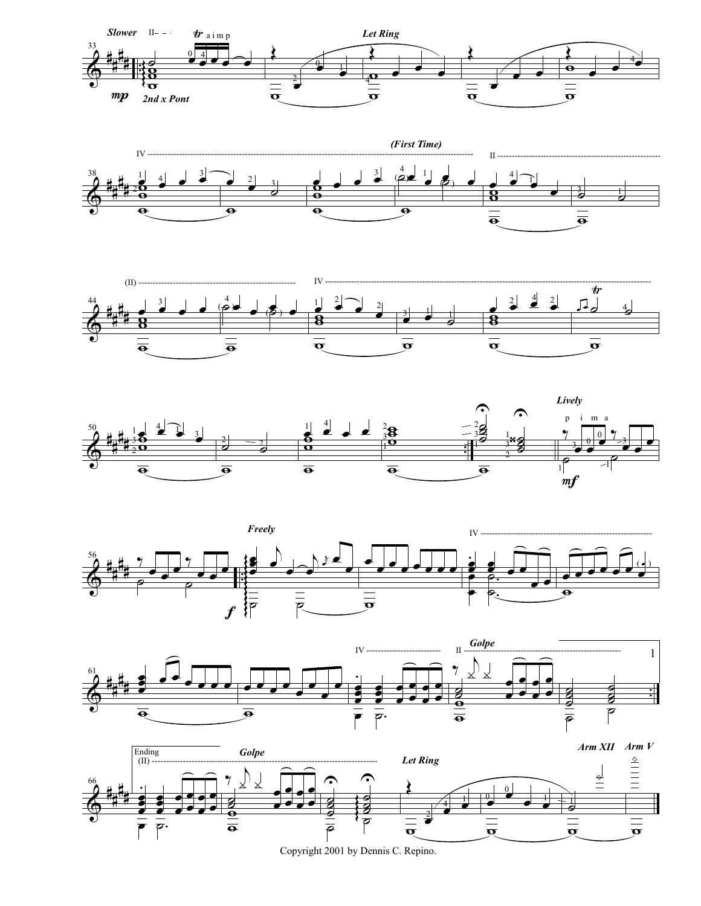Copyright 2001 by Dennis C. Repino.